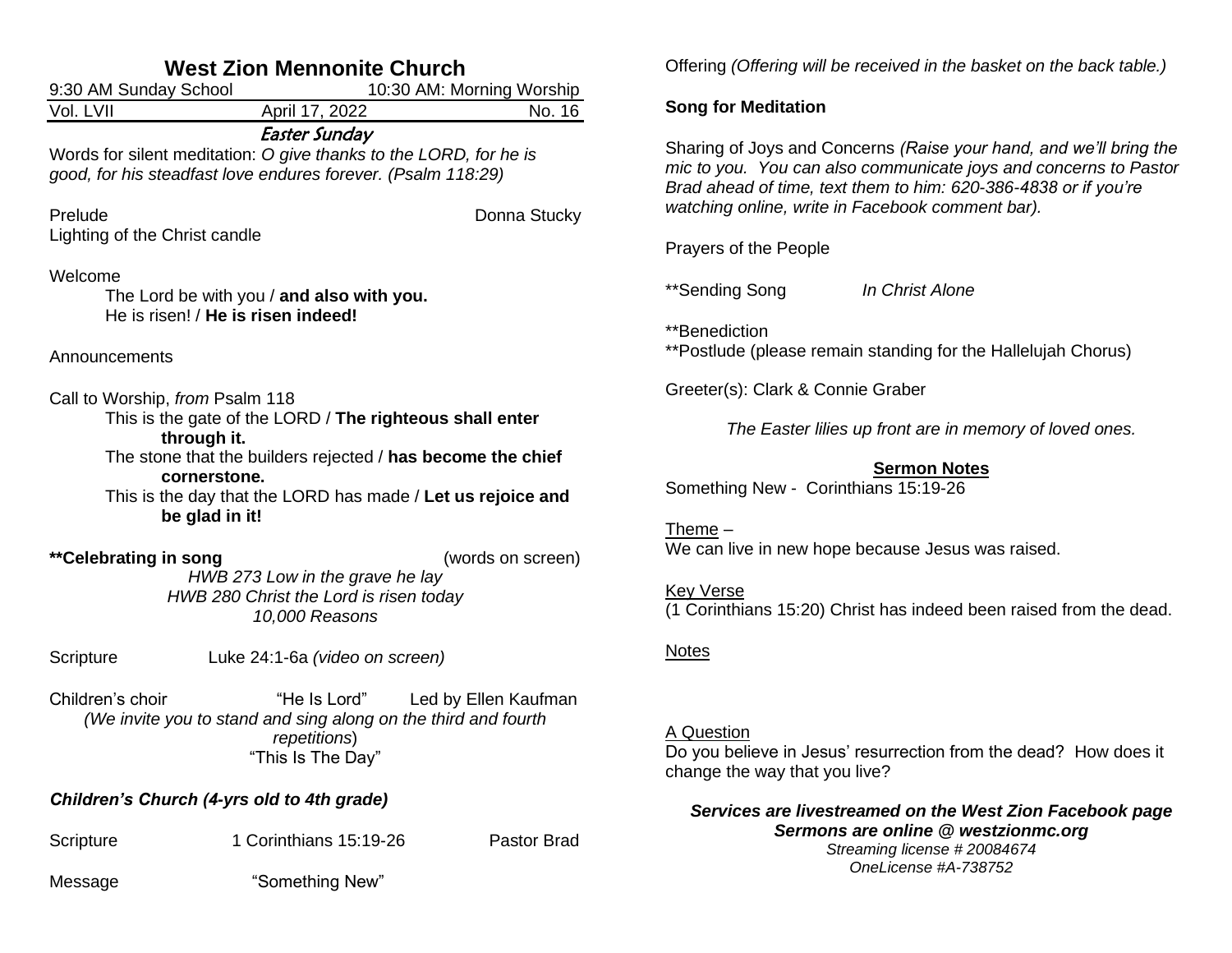# West Zion Mennonite Church

9:30 AM Sunday School 10:30 AM: Morning Worship

Vol. LVII April 17, 2022 No. 16

## *Easter Sunday*

Words for silent meditation: *O give thanks to the LORD, for he is good, for his steadfast love endures forever. (Psalm 118:29)*

Prelude Donna Stucky

Lighting of the Christ candle

Welcome

The Lord be with you / **and also with you.**
He is risen! / **He is risen indeed!**

Announcements

Call to Worship, *from* Psalm 118

This is the gate of the LORD / **The righteous shall enter through it.**
The stone that the builders rejected / **has become the chief cornerstone.**
This is the day that the LORD has made / **Let us rejoice and be glad in it!**

**\*\*Celebrating in song** (words on screen)

*HWB 273 Low in the grave he lay*
*HWB 280 Christ the Lord is risen today*
*10,000 Reasons*

Scripture Luke 24:1-6a *(video on screen)*

Children's choir "He Is Lord" Led by Ellen Kaufman
*(We invite you to stand and sing along on the third and fourth repetitions)*
"This Is The Day"

***Children's Church (4-yrs old to 4th grade)***

Scripture 1 Corinthians 15:19-26 Pastor Brad

Message "Something New"

Offering *(Offering will be received in the basket on the back table.)*

**Song for Meditation**

Sharing of Joys and Concerns *(Raise your hand, and we'll bring the mic to you. You can also communicate joys and concerns to Pastor Brad ahead of time, text them to him: 620-386-4838 or if you're watching online, write in Facebook comment bar).*

Prayers of the People

\*\*Sending Song *In Christ Alone*

\*\*Benediction
\*\*Postlude (please remain standing for the Hallelujah Chorus)

Greeter(s): Clark & Connie Graber

*The Easter lilies up front are in memory of loved ones.*

## Sermon Notes

Something New - Corinthians 15:19-26

Theme –
We can live in new hope because Jesus was raised.

Key Verse
(1 Corinthians 15:20) Christ has indeed been raised from the dead.

Notes

A Question
Do you believe in Jesus' resurrection from the dead? How does it change the way that you live?

***Services are livestreamed on the West Zion Facebook page***
***Sermons are online @ westzionmc.org***
*Streaming license # 20084674*
*OneLicense #A-738752*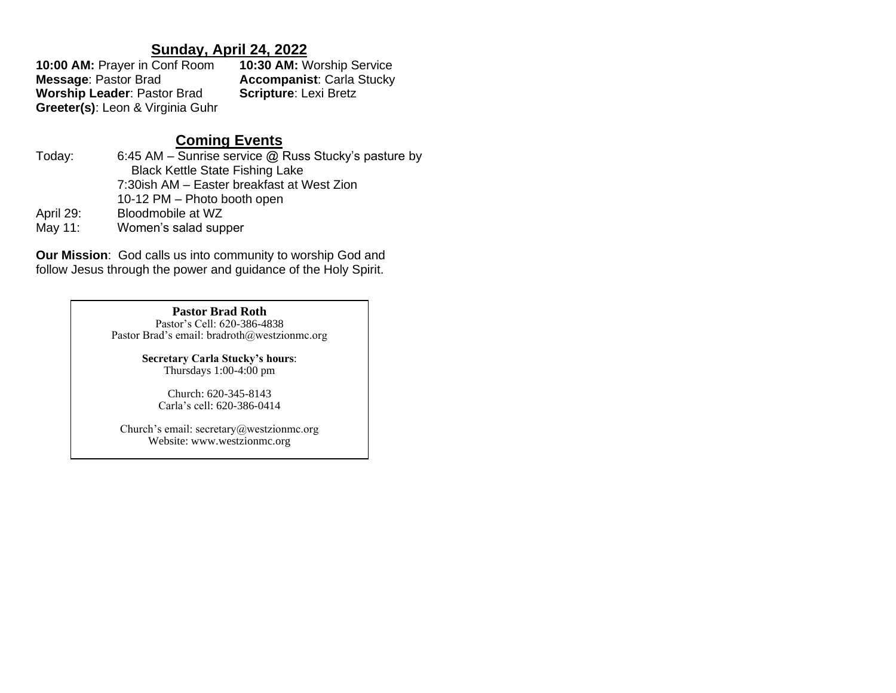## Sunday, April 24, 2022

**10:00 AM:** Prayer in Conf Room

**10:30 AM:** Worship Service

**Message**: Pastor Brad

**Accompanist**: Carla Stucky

**Worship Leader**: Pastor Brad

**Scripture**: Lexi Bretz

**Greeter(s)**: Leon & Virginia Guhr

## Coming Events

Today: 6:45 AM – Sunrise service @ Russ Stucky's pasture by Black Kettle State Fishing Lake
7:30ish AM – Easter breakfast at West Zion
10-12 PM – Photo booth open

April 29: Bloodmobile at WZ

May 11: Women's salad supper

**Our Mission**: God calls us into community to worship God and follow Jesus through the power and guidance of the Holy Spirit.

**Pastor Brad Roth**
Pastor's Cell: 620-386-4838
Pastor Brad's email: bradroth@westzionmc.org

**Secretary Carla Stucky's hours**:
Thursdays 1:00-4:00 pm

Church: 620-345-8143
Carla's cell: 620-386-0414

Church's email: secretary@westzionmc.org
Website: www.westzionmc.org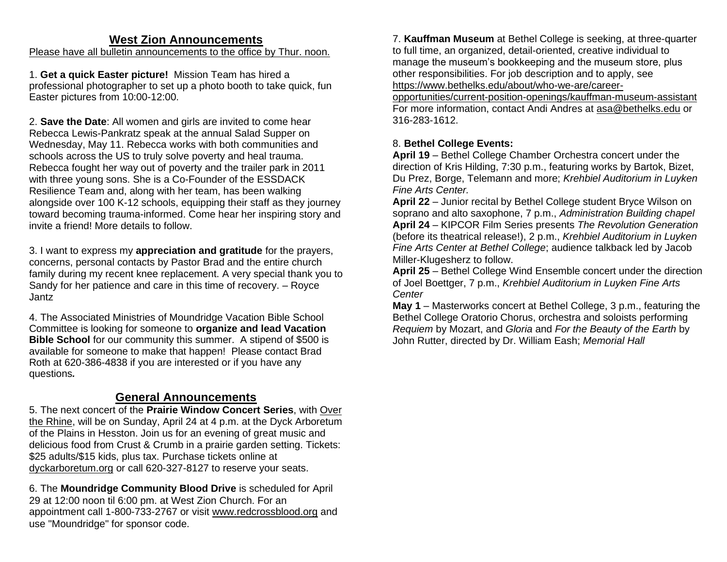## West Zion Announcements

Please have all bulletin announcements to the office by Thur. noon.

1. **Get a quick Easter picture!** Mission Team has hired a professional photographer to set up a photo booth to take quick, fun Easter pictures from 10:00-12:00.

2. **Save the Date**: All women and girls are invited to come hear Rebecca Lewis-Pankratz speak at the annual Salad Supper on Wednesday, May 11. Rebecca works with both communities and schools across the US to truly solve poverty and heal trauma. Rebecca fought her way out of poverty and the trailer park in 2011 with three young sons. She is a Co-Founder of the ESSDACK Resilience Team and, along with her team, has been walking alongside over 100 K-12 schools, equipping their staff as they journey toward becoming trauma-informed. Come hear her inspiring story and invite a friend! More details to follow.

3. I want to express my **appreciation and gratitude** for the prayers, concerns, personal contacts by Pastor Brad and the entire church family during my recent knee replacement. A very special thank you to Sandy for her patience and care in this time of recovery. – Royce Jantz

4. The Associated Ministries of Moundridge Vacation Bible School Committee is looking for someone to **organize and lead Vacation Bible School** for our community this summer. A stipend of $500 is available for someone to make that happen! Please contact Brad Roth at 620-386-4838 if you are interested or if you have any questions.

## General Announcements

5. The next concert of the **Prairie Window Concert Series**, with Over the Rhine, will be on Sunday, April 24 at 4 p.m. at the Dyck Arboretum of the Plains in Hesston. Join us for an evening of great music and delicious food from Crust & Crumb in a prairie garden setting. Tickets: $25 adults/$15 kids, plus tax. Purchase tickets online at dyckarboretum.org or call 620-327-8127 to reserve your seats.

6. The **Moundridge Community Blood Drive** is scheduled for April 29 at 12:00 noon til 6:00 pm. at West Zion Church. For an appointment call 1-800-733-2767 or visit www.redcrossblood.org and use "Moundridge" for sponsor code.

7. **Kauffman Museum** at Bethel College is seeking, at three-quarter to full time, an organized, detail-oriented, creative individual to manage the museum's bookkeeping and the museum store, plus other responsibilities. For job description and to apply, see https://www.bethelks.edu/about/who-we-are/career-opportunities/current-position-openings/kauffman-museum-assistant For more information, contact Andi Andres at asa@bethelks.edu or 316-283-1612.

8. **Bethel College Events:**

**April 19** – Bethel College Chamber Orchestra concert under the direction of Kris Hilding, 7:30 p.m., featuring works by Bartok, Bizet, Du Prez, Borge, Telemann and more; *Krehbiel Auditorium in Luyken Fine Arts Center.*

**April 22** – Junior recital by Bethel College student Bryce Wilson on soprano and alto saxophone, 7 p.m., *Administration Building chapel*

**April 24** – KIPCOR Film Series presents *The Revolution Generation* (before its theatrical release!), 2 p.m., *Krehbiel Auditorium in Luyken Fine Arts Center at Bethel College*; audience talkback led by Jacob Miller-Klugesherz to follow.

**April 25** – Bethel College Wind Ensemble concert under the direction of Joel Boettger, 7 p.m., *Krehbiel Auditorium in Luyken Fine Arts Center*

**May 1** – Masterworks concert at Bethel College, 3 p.m., featuring the Bethel College Oratorio Chorus, orchestra and soloists performing *Requiem* by Mozart, and *Gloria* and *For the Beauty of the Earth* by John Rutter, directed by Dr. William Eash; *Memorial Hall*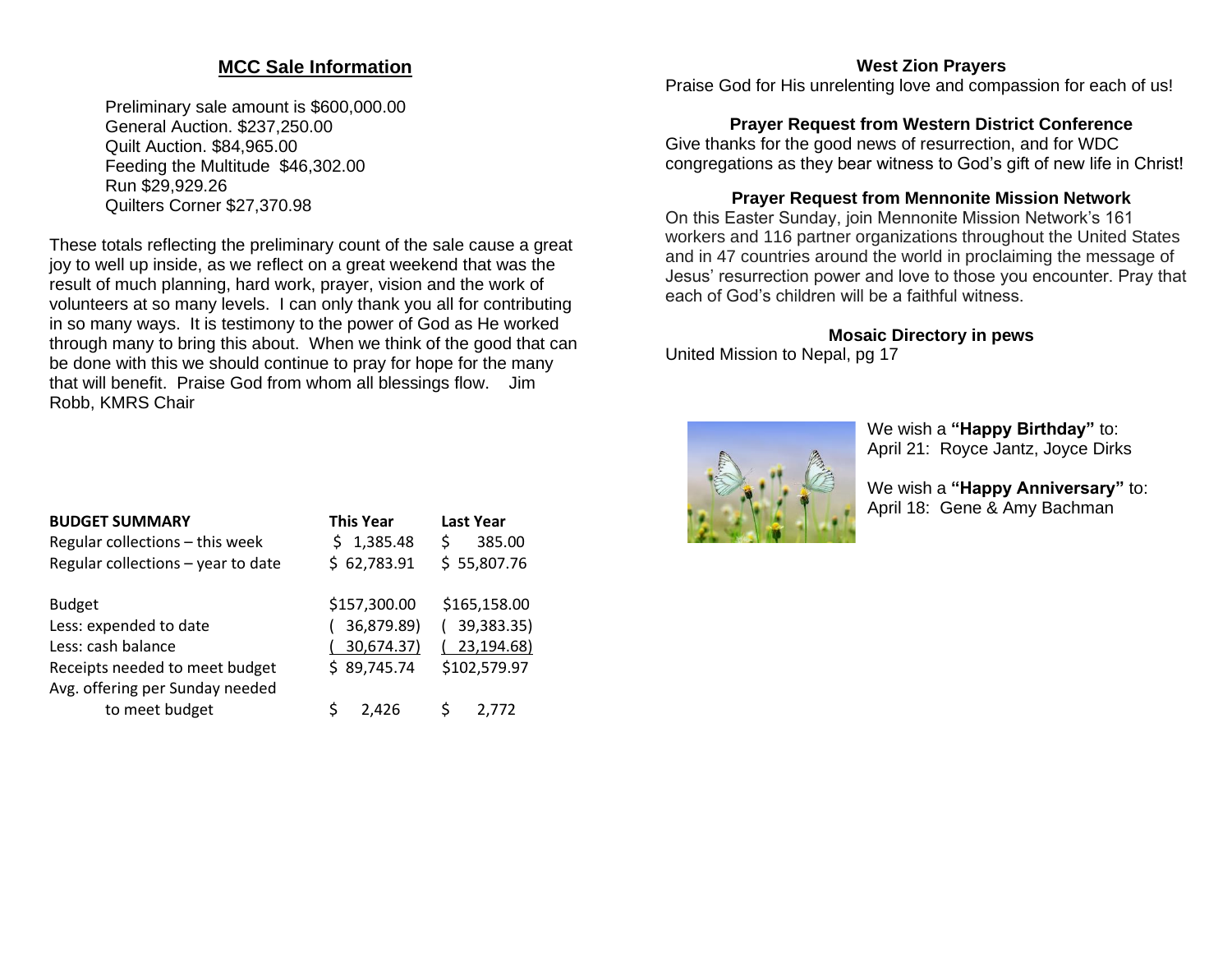## MCC Sale Information

Preliminary sale amount is $600,000.00
General Auction. $237,250.00
Quilt Auction. $84,965.00
Feeding the Multitude $46,302.00
Run $29,929.26
Quilters Corner $27,370.98

These totals reflecting the preliminary count of the sale cause a great joy to well up inside, as we reflect on a great weekend that was the result of much planning, hard work, prayer, vision and the work of volunteers at so many levels. I can only thank you all for contributing in so many ways. It is testimony to the power of God as He worked through many to bring this about. When we think of the good that can be done with this we should continue to pray for hope for the many that will benefit. Praise God from whom all blessings flow. Jim Robb, KMRS Chair

| BUDGET SUMMARY | This Year | Last Year |
|---|---|---|
| Regular collections – this week | $ 1,385.48 | $ 385.00 |
| Regular collections – year to date | $ 62,783.91 | $ 55,807.76 |
| | | |
| Budget | $157,300.00 | $165,158.00 |
| Less: expended to date | ( 36,879.89) | ( 39,383.35) |
| Less: cash balance | ( 30,674.37) | ( 23,194.68) |
| Receipts needed to meet budget | $ 89,745.74 | $102,579.97 |
| Avg. offering per Sunday needed to meet budget | $ 2,426 | $ 2,772 |

**West Zion Prayers**

Praise God for His unrelenting love and compassion for each of us!

**Prayer Request from Western District Conference**

Give thanks for the good news of resurrection, and for WDC congregations as they bear witness to God's gift of new life in Christ!

**Prayer Request from Mennonite Mission Network**

On this Easter Sunday, join Mennonite Mission Network's 161 workers and 116 partner organizations throughout the United States and in 47 countries around the world in proclaiming the message of Jesus' resurrection power and love to those you encounter. Pray that each of God's children will be a faithful witness.

**Mosaic Directory in pews**

United Mission to Nepal, pg 17

We wish a **"Happy Birthday"** to:
April 21: Royce Jantz, Joyce Dirks

We wish a **"Happy Anniversary"** to:
April 18: Gene & Amy Bachman